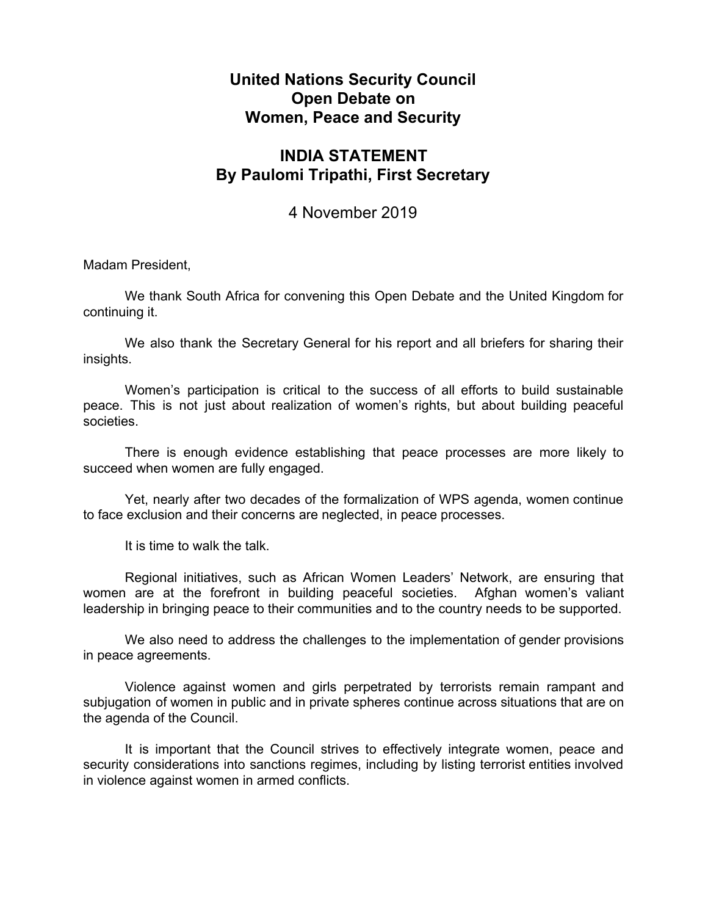# United Nations Security Council
# Open Debate on
# Women, Peace and Security

## INDIA STATEMENT
## By Paulomi Tripathi, First Secretary

4 November 2019

Madam President,

We thank South Africa for convening this Open Debate and the United Kingdom for continuing it.

We also thank the Secretary General for his report and all briefers for sharing their insights.

Women's participation is critical to the success of all efforts to build sustainable peace. This is not just about realization of women's rights, but about building peaceful societies.

There is enough evidence establishing that peace processes are more likely to succeed when women are fully engaged.

Yet, nearly after two decades of the formalization of WPS agenda, women continue to face exclusion and their concerns are neglected, in peace processes.

It is time to walk the talk.

Regional initiatives, such as African Women Leaders' Network, are ensuring that women are at the forefront in building peaceful societies. Afghan women's valiant leadership in bringing peace to their communities and to the country needs to be supported.

We also need to address the challenges to the implementation of gender provisions in peace agreements.

Violence against women and girls perpetrated by terrorists remain rampant and subjugation of women in public and in private spheres continue across situations that are on the agenda of the Council.

It is important that the Council strives to effectively integrate women, peace and security considerations into sanctions regimes, including by listing terrorist entities involved in violence against women in armed conflicts.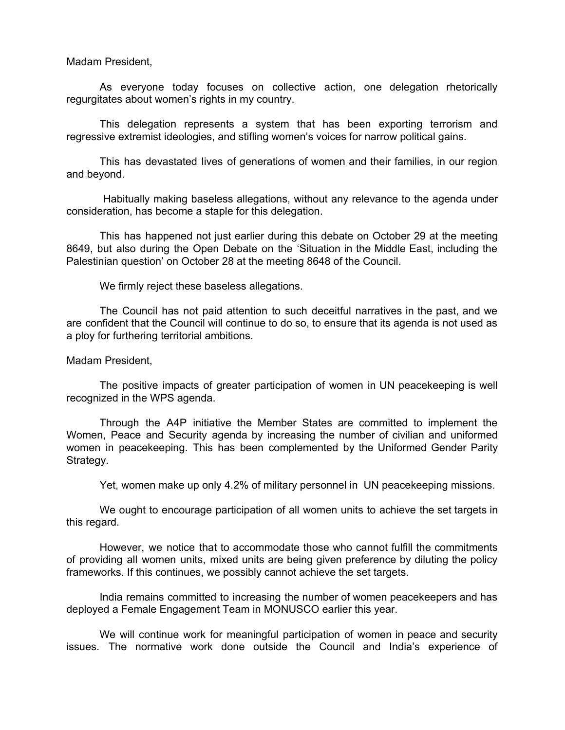Madam President,

As everyone today focuses on collective action, one delegation rhetorically regurgitates about women's rights in my country.

This delegation represents a system that has been exporting terrorism and regressive extremist ideologies, and stifling women's voices for narrow political gains.

This has devastated lives of generations of women and their families, in our region and beyond.

Habitually making baseless allegations, without any relevance to the agenda under consideration, has become a staple for this delegation.

This has happened not just earlier during this debate on October 29 at the meeting 8649, but also during the Open Debate on the 'Situation in the Middle East, including the Palestinian question' on October 28 at the meeting 8648 of the Council.

We firmly reject these baseless allegations.

The Council has not paid attention to such deceitful narratives in the past, and we are confident that the Council will continue to do so, to ensure that its agenda is not used as a ploy for furthering territorial ambitions.

Madam President,

The positive impacts of greater participation of women in UN peacekeeping is well recognized in the WPS agenda.

Through the A4P initiative the Member States are committed to implement the Women, Peace and Security agenda by increasing the number of civilian and uniformed women in peacekeeping. This has been complemented by the Uniformed Gender Parity Strategy.

Yet, women make up only 4.2% of military personnel in UN peacekeeping missions.

We ought to encourage participation of all women units to achieve the set targets in this regard.

However, we notice that to accommodate those who cannot fulfill the commitments of providing all women units, mixed units are being given preference by diluting the policy frameworks. If this continues, we possibly cannot achieve the set targets.

India remains committed to increasing the number of women peacekeepers and has deployed a Female Engagement Team in MONUSCO earlier this year.

We will continue work for meaningful participation of women in peace and security issues. The normative work done outside the Council and India's experience of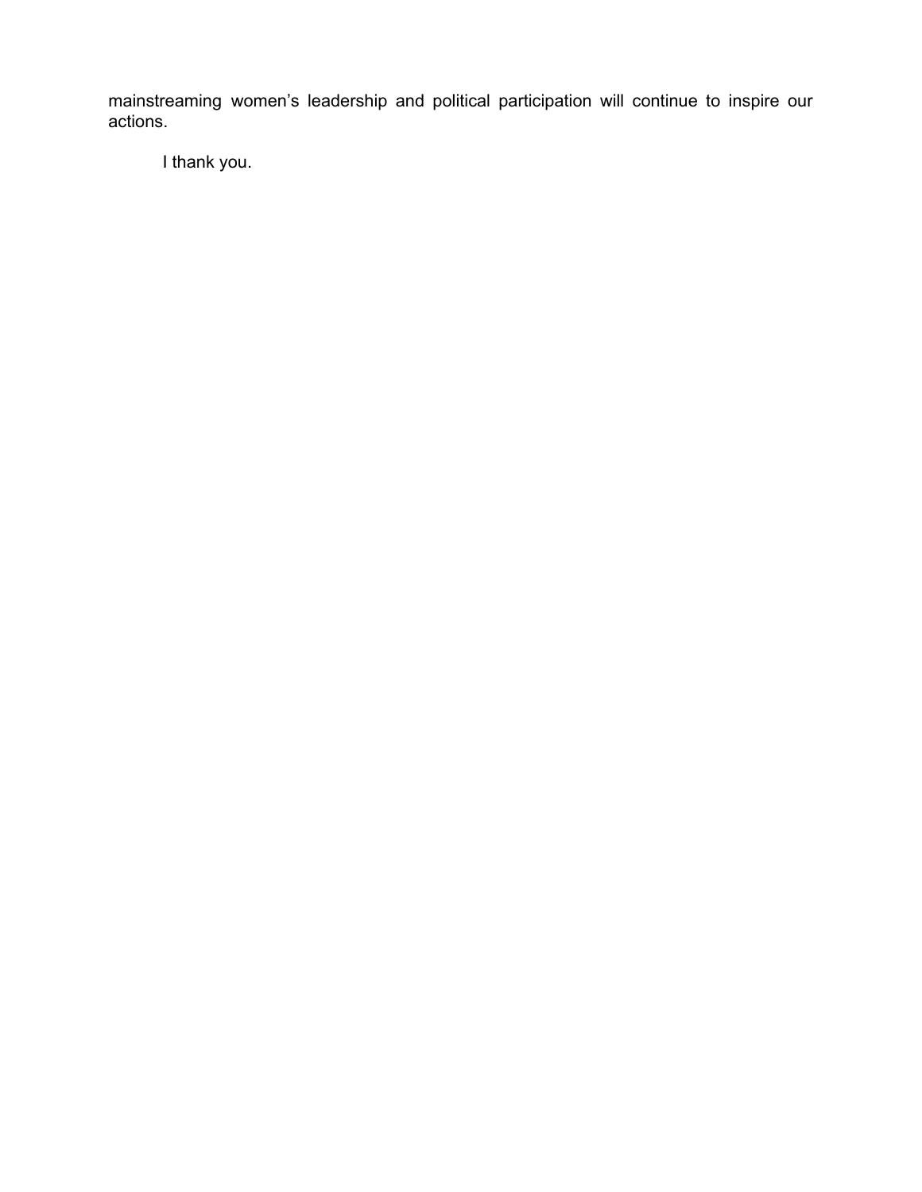mainstreaming women's leadership and political participation will continue to inspire our actions.

I thank you.